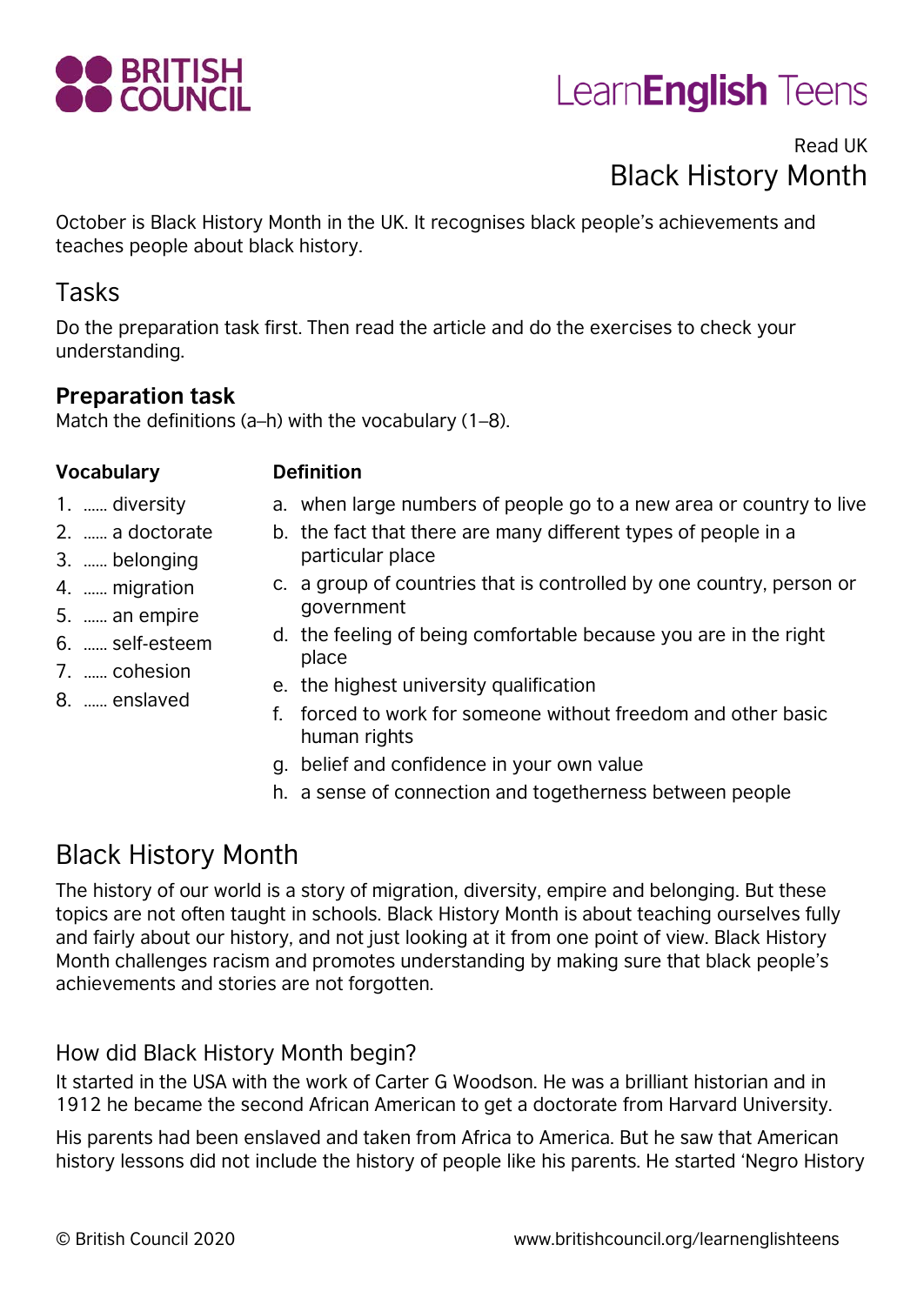Read UK

# Black History Month

October is Black History Month in the UK. It recognises black people's achievements and teaches people about black history.

## Tasks

Do the preparation task first. Then read the article and do the exercises to check your understanding.

### Preparation task

Match the definitions (a–h) with the vocabulary (1–8).

**Vocabulary**

1. …… diversity
2. …… a doctorate
3. …… belonging
4. …… migration
5. …… an empire
6. …… self-esteem
7. …… cohesion
8. …… enslaved

**Definition**

a. when large numbers of people go to a new area or country to live
b. the fact that there are many different types of people in a particular place
c. a group of countries that is controlled by one country, person or government
d. the feeling of being comfortable because you are in the right place
e. the highest university qualification
f. forced to work for someone without freedom and other basic human rights
g. belief and confidence in your own value
h. a sense of connection and togetherness between people

## Black History Month

The history of our world is a story of migration, diversity, empire and belonging. But these topics are not often taught in schools. Black History Month is about teaching ourselves fully and fairly about our history, and not just looking at it from one point of view. Black History Month challenges racism and promotes understanding by making sure that black people's achievements and stories are not forgotten.

### How did Black History Month begin?

It started in the USA with the work of Carter G Woodson. He was a brilliant historian and in 1912 he became the second African American to get a doctorate from Harvard University.

His parents had been enslaved and taken from Africa to America. But he saw that American history lessons did not include the history of people like his parents. He started 'Negro History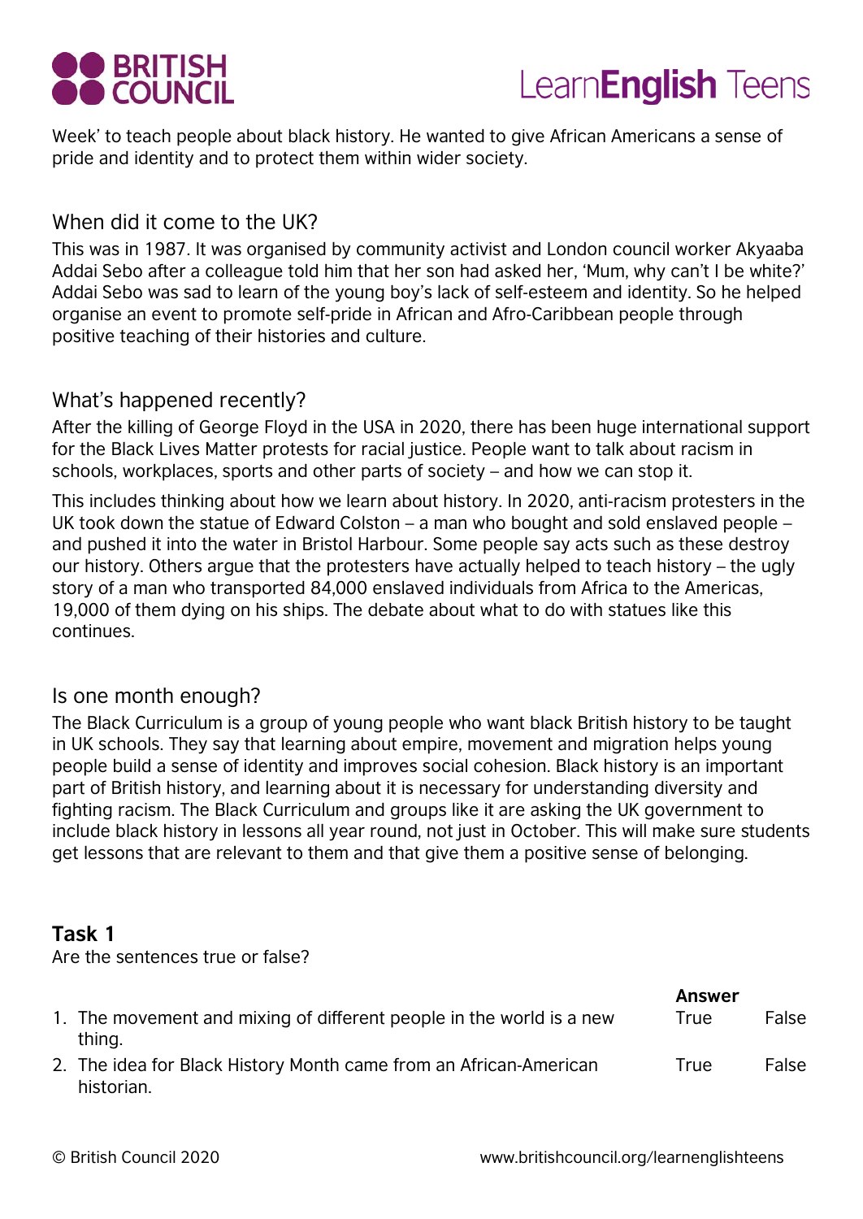Week' to teach people about black history. He wanted to give African Americans a sense of pride and identity and to protect them within wider society.

## When did it come to the UK?

This was in 1987. It was organised by community activist and London council worker Akyaaba Addai Sebo after a colleague told him that her son had asked her, 'Mum, why can't I be white?' Addai Sebo was sad to learn of the young boy's lack of self-esteem and identity. So he helped organise an event to promote self-pride in African and Afro-Caribbean people through positive teaching of their histories and culture.

## What's happened recently?

After the killing of George Floyd in the USA in 2020, there has been huge international support for the Black Lives Matter protests for racial justice. People want to talk about racism in schools, workplaces, sports and other parts of society – and how we can stop it.

This includes thinking about how we learn about history. In 2020, anti-racism protesters in the UK took down the statue of Edward Colston – a man who bought and sold enslaved people – and pushed it into the water in Bristol Harbour. Some people say acts such as these destroy our history. Others argue that the protesters have actually helped to teach history – the ugly story of a man who transported 84,000 enslaved individuals from Africa to the Americas, 19,000 of them dying on his ships. The debate about what to do with statues like this continues.

## Is one month enough?

The Black Curriculum is a group of young people who want black British history to be taught in UK schools. They say that learning about empire, movement and migration helps young people build a sense of identity and improves social cohesion. Black history is an important part of British history, and learning about it is necessary for understanding diversity and fighting racism. The Black Curriculum and groups like it are asking the UK government to include black history in lessons all year round, not just in October. This will make sure students get lessons that are relevant to them and that give them a positive sense of belonging.

### Task 1

Are the sentences true or false?

| | | **Answer** | |
|---|---|---|---|
| 1. | The movement and mixing of different people in the world is a new thing. | True | False |
| 2. | The idea for Black History Month came from an African-American historian. | True | False |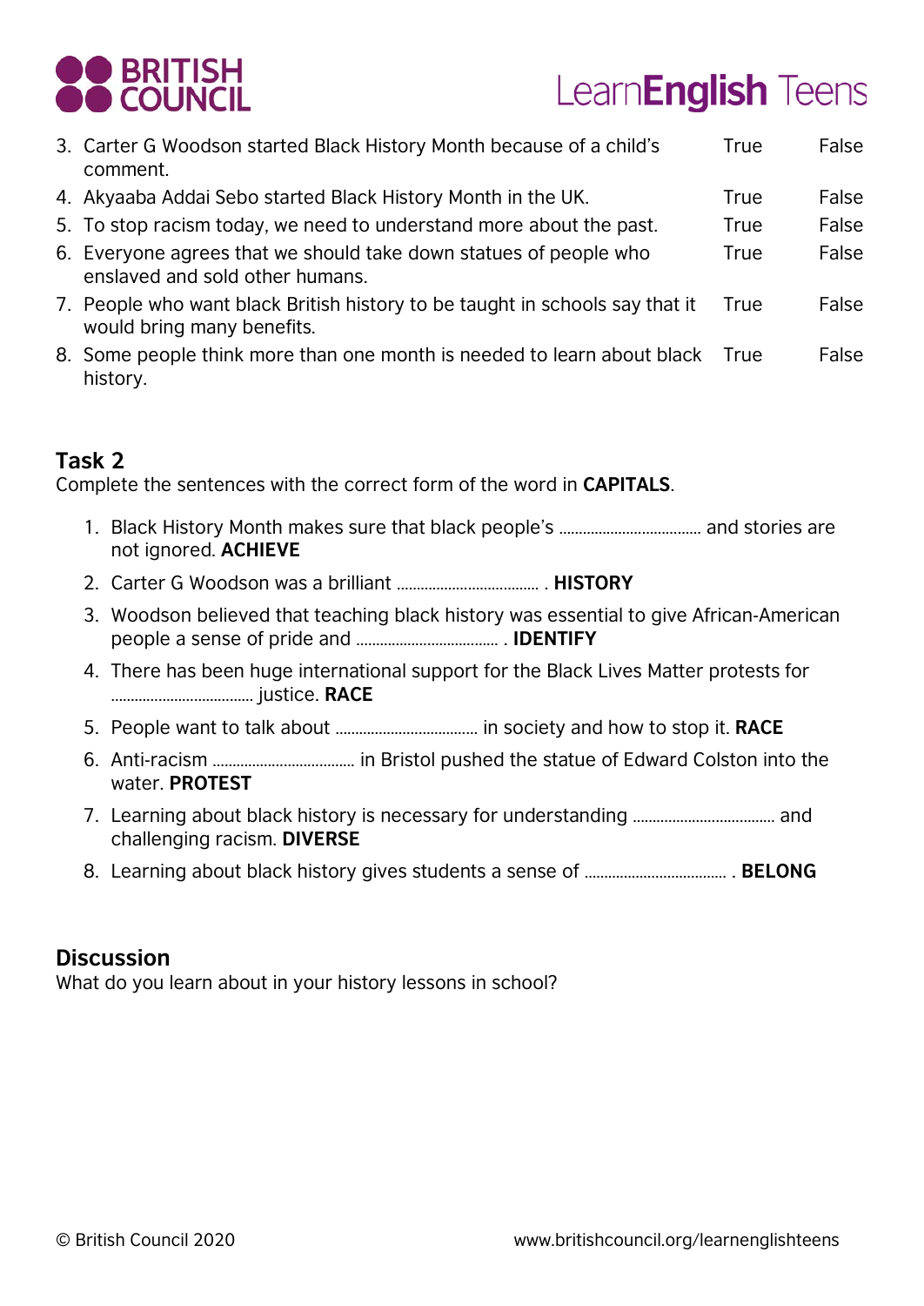3. Carter G Woodson started Black History Month because of a child's comment. True False
4. Akyaaba Addai Sebo started Black History Month in the UK. True False
5. To stop racism today, we need to understand more about the past. True False
6. Everyone agrees that we should take down statues of people who enslaved and sold other humans. True False
7. People who want black British history to be taught in schools say that it would bring many benefits. True False
8. Some people think more than one month is needed to learn about black history. True False

## Task 2

Complete the sentences with the correct form of the word in **CAPITALS**.

1. Black History Month makes sure that black people's ……………………………… and stories are not ignored. **ACHIEVE**
2. Carter G Woodson was a brilliant ……………………………… . **HISTORY**
3. Woodson believed that teaching black history was essential to give African-American people a sense of pride and ……………………………… . **IDENTIFY**
4. There has been huge international support for the Black Lives Matter protests for ……………………………… justice. **RACE**
5. People want to talk about ……………………………… in society and how to stop it. **RACE**
6. Anti-racism ……………………………… in Bristol pushed the statue of Edward Colston into the water. **PROTEST**
7. Learning about black history is necessary for understanding ……………………………… and challenging racism. **DIVERSE**
8. Learning about black history gives students a sense of ……………………………… . **BELONG**

## Discussion

What do you learn about in your history lessons in school?